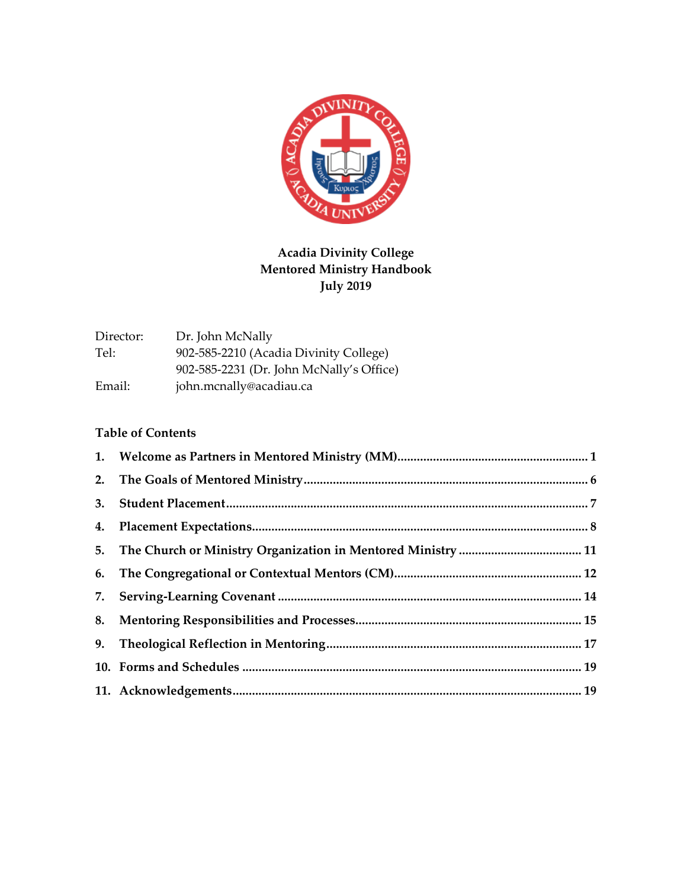# Acadia Divinity College
# Mentored Ministry Handbook
# July 2019

Director: Dr. John McNally

Tel: 902-585-2210 (Acadia Divinity College)
902-585-2231 (Dr. John McNally's Office)

Email: john.mcnally@acadiau.ca

## Table of Contents

1. Welcome as Partners in Mentored Ministry (MM).......... 1
2. The Goals of Mentored Ministry.......... 6
3. Student Placement.......... 7
4. Placement Expectations.......... 8
5. The Church or Ministry Organization in Mentored Ministry.......... 11
6. The Congregational or Contextual Mentors (CM).......... 12
7. Serving-Learning Covenant.......... 14
8. Mentoring Responsibilities and Processes.......... 15
9. Theological Reflection in Mentoring.......... 17
10. Forms and Schedules.......... 19
11. Acknowledgements.......... 19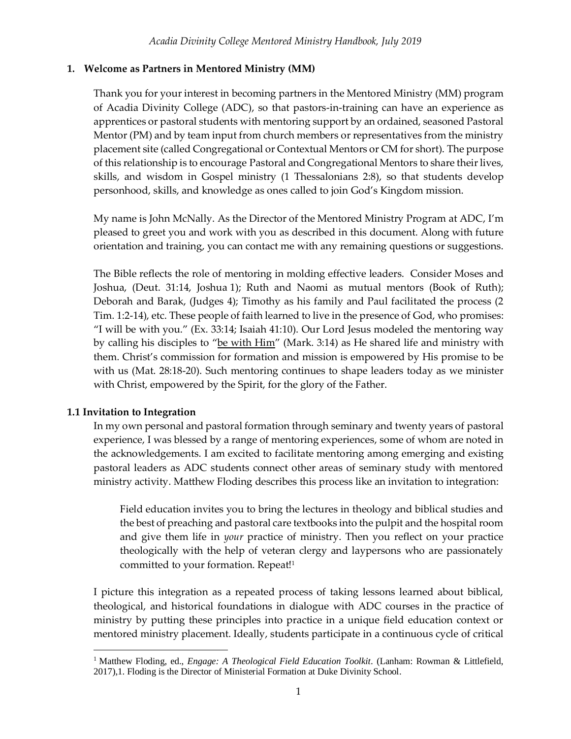## 1. Welcome as Partners in Mentored Ministry (MM)

Thank you for your interest in becoming partners in the Mentored Ministry (MM) program of Acadia Divinity College (ADC), so that pastors-in-training can have an experience as apprentices or pastoral students with mentoring support by an ordained, seasoned Pastoral Mentor (PM) and by team input from church members or representatives from the ministry placement site (called Congregational or Contextual Mentors or CM for short). The purpose of this relationship is to encourage Pastoral and Congregational Mentors to share their lives, skills, and wisdom in Gospel ministry (1 Thessalonians 2:8), so that students develop personhood, skills, and knowledge as ones called to join God's Kingdom mission.

My name is John McNally. As the Director of the Mentored Ministry Program at ADC, I'm pleased to greet you and work with you as described in this document. Along with future orientation and training, you can contact me with any remaining questions or suggestions.

The Bible reflects the role of mentoring in molding effective leaders. Consider Moses and Joshua, (Deut. 31:14, Joshua 1); Ruth and Naomi as mutual mentors (Book of Ruth); Deborah and Barak, (Judges 4); Timothy as his family and Paul facilitated the process (2 Tim. 1:2-14), etc. These people of faith learned to live in the presence of God, who promises: "I will be with you." (Ex. 33:14; Isaiah 41:10). Our Lord Jesus modeled the mentoring way by calling his disciples to "be with Him" (Mark. 3:14) as He shared life and ministry with them. Christ's commission for formation and mission is empowered by His promise to be with us (Mat. 28:18-20). Such mentoring continues to shape leaders today as we minister with Christ, empowered by the Spirit, for the glory of the Father.

### 1.1 Invitation to Integration

In my own personal and pastoral formation through seminary and twenty years of pastoral experience, I was blessed by a range of mentoring experiences, some of whom are noted in the acknowledgements. I am excited to facilitate mentoring among emerging and existing pastoral leaders as ADC students connect other areas of seminary study with mentored ministry activity. Matthew Floding describes this process like an invitation to integration:

> Field education invites you to bring the lectures in theology and biblical studies and the best of preaching and pastoral care textbooks into the pulpit and the hospital room and give them life in *your* practice of ministry. Then you reflect on your practice theologically with the help of veteran clergy and laypersons who are passionately committed to your formation. Repeat![1]

I picture this integration as a repeated process of taking lessons learned about biblical, theological, and historical foundations in dialogue with ADC courses in the practice of ministry by putting these principles into practice in a unique field education context or mentored ministry placement. Ideally, students participate in a continuous cycle of critical

[1] Matthew Floding, ed., *Engage: A Theological Field Education Toolkit*. (Lanham: Rowman & Littlefield, 2017),1. Floding is the Director of Ministerial Formation at Duke Divinity School.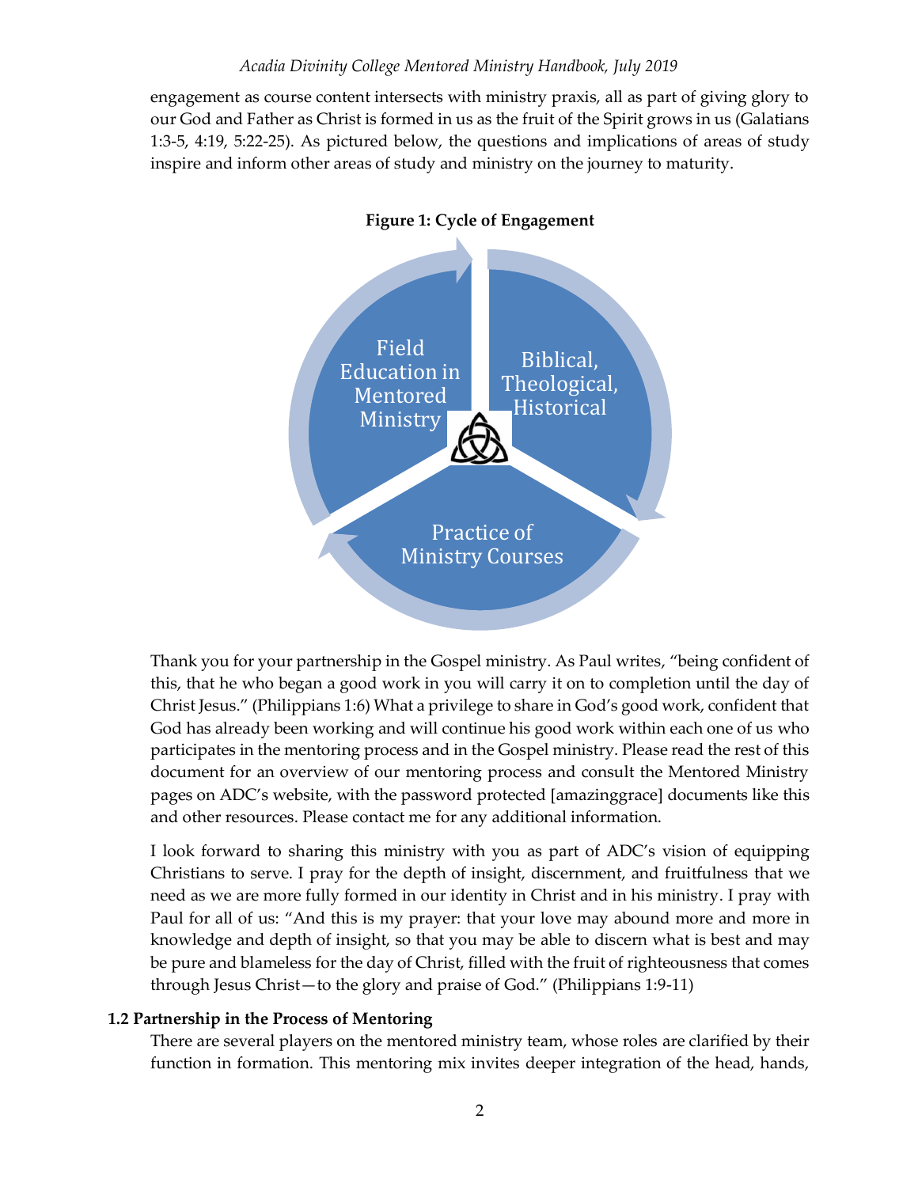engagement as course content intersects with ministry praxis, all as part of giving glory to our God and Father as Christ is formed in us as the fruit of the Spirit grows in us (Galatians 1:3-5, 4:19, 5:22-25). As pictured below, the questions and implications of areas of study inspire and inform other areas of study and ministry on the journey to maturity.

**Figure 1: Cycle of Engagement**

Field Education in Mentored Ministry

Biblical, Theological, Historical

Practice of Ministry Courses

Thank you for your partnership in the Gospel ministry. As Paul writes, "being confident of this, that he who began a good work in you will carry it on to completion until the day of Christ Jesus." (Philippians 1:6) What a privilege to share in God's good work, confident that God has already been working and will continue his good work within each one of us who participates in the mentoring process and in the Gospel ministry. Please read the rest of this document for an overview of our mentoring process and consult the Mentored Ministry pages on ADC's website, with the password protected [amazinggrace] documents like this and other resources. Please contact me for any additional information.

I look forward to sharing this ministry with you as part of ADC's vision of equipping Christians to serve. I pray for the depth of insight, discernment, and fruitfulness that we need as we are more fully formed in our identity in Christ and in his ministry. I pray with Paul for all of us: "And this is my prayer: that your love may abound more and more in knowledge and depth of insight, so that you may be able to discern what is best and may be pure and blameless for the day of Christ, filled with the fruit of righteousness that comes through Jesus Christ—to the glory and praise of God." (Philippians 1:9-11)

### 1.2 Partnership in the Process of Mentoring

There are several players on the mentored ministry team, whose roles are clarified by their function in formation. This mentoring mix invites deeper integration of the head, hands,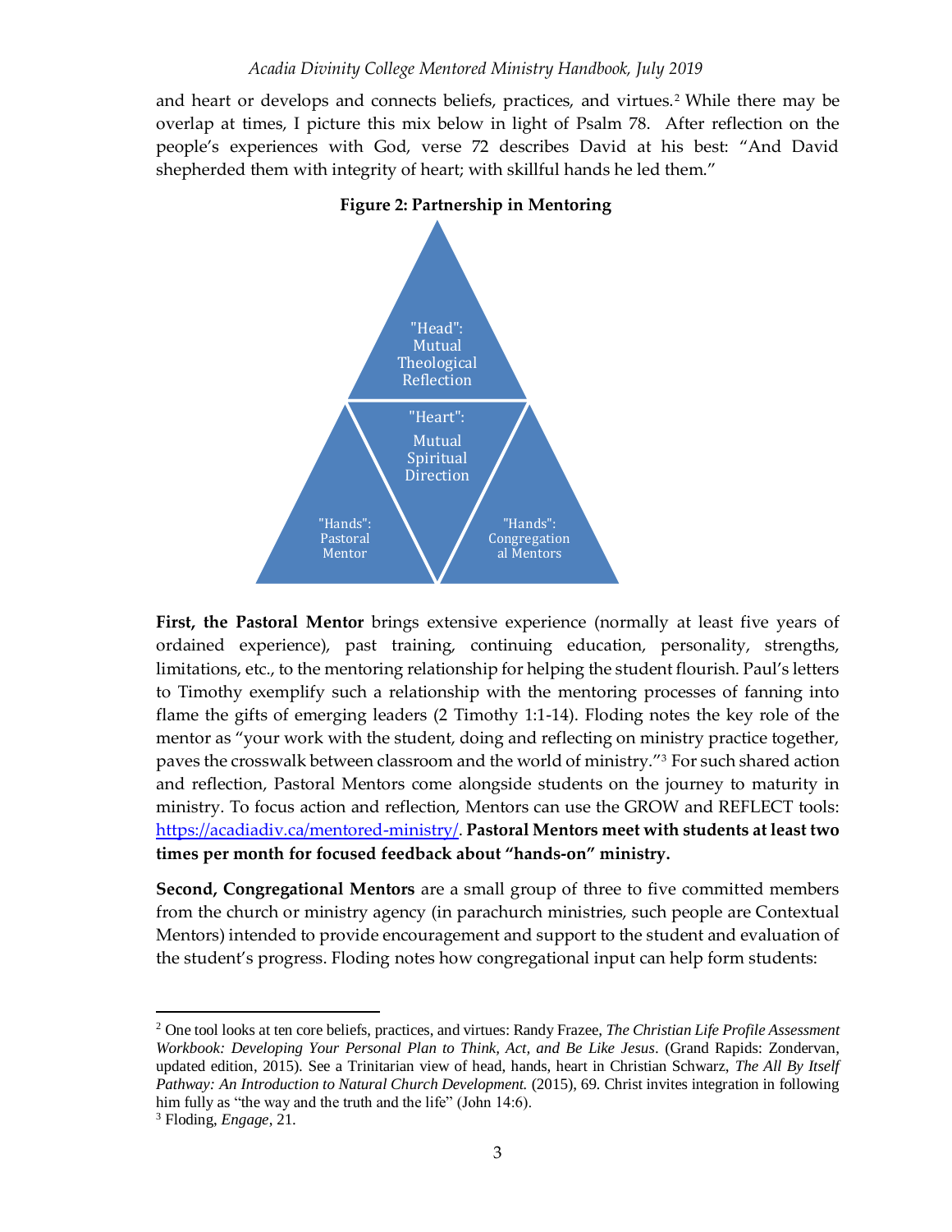and heart or develops and connects beliefs, practices, and virtues.[2] While there may be overlap at times, I picture this mix below in light of Psalm 78. After reflection on the people's experiences with God, verse 72 describes David at his best: "And David shepherded them with integrity of heart; with skillful hands he led them."

**Figure 2: Partnership in Mentoring**

"Head": Mutual Theological Reflection

"Heart": Mutual Spiritual Direction

"Hands": Pastoral Mentor

"Hands": Congregational Mentors

**First, the Pastoral Mentor** brings extensive experience (normally at least five years of ordained experience), past training, continuing education, personality, strengths, limitations, etc., to the mentoring relationship for helping the student flourish. Paul's letters to Timothy exemplify such a relationship with the mentoring processes of fanning into flame the gifts of emerging leaders (2 Timothy 1:1-14). Floding notes the key role of the mentor as "your work with the student, doing and reflecting on ministry practice together, paves the crosswalk between classroom and the world of ministry."[3] For such shared action and reflection, Pastoral Mentors come alongside students on the journey to maturity in ministry. To focus action and reflection, Mentors can use the GROW and REFLECT tools: [https://acadiadiv.ca/mentored-ministry/](https://acadiadiv.ca/mentored-ministry/). **Pastoral Mentors meet with students at least two times per month for focused feedback about "hands-on" ministry.**

**Second, Congregational Mentors** are a small group of three to five committed members from the church or ministry agency (in parachurch ministries, such people are Contextual Mentors) intended to provide encouragement and support to the student and evaluation of the student's progress. Floding notes how congregational input can help form students:

---

[2] One tool looks at ten core beliefs, practices, and virtues: Randy Frazee, *The Christian Life Profile Assessment Workbook: Developing Your Personal Plan to Think, Act, and Be Like Jesus*. (Grand Rapids: Zondervan, updated edition, 2015). See a Trinitarian view of head, hands, heart in Christian Schwarz, *The All By Itself Pathway: An Introduction to Natural Church Development.* (2015), 69. Christ invites integration in following him fully as "the way and the truth and the life" (John 14:6).

[3] Floding, *Engage*, 21.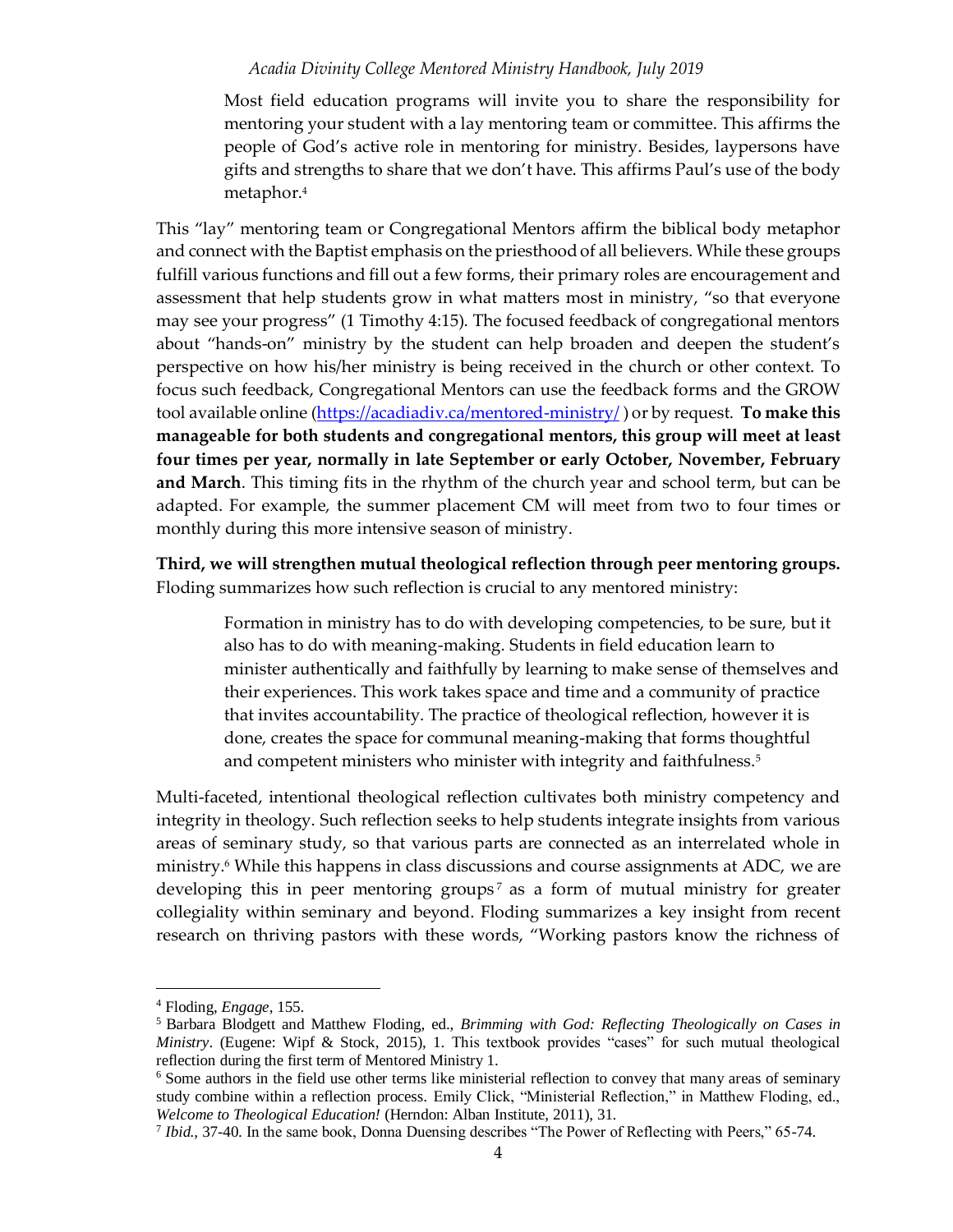> Most field education programs will invite you to share the responsibility for mentoring your student with a lay mentoring team or committee. This affirms the people of God's active role in mentoring for ministry. Besides, laypersons have gifts and strengths to share that we don't have. This affirms Paul's use of the body metaphor.[4]

This "lay" mentoring team or Congregational Mentors affirm the biblical body metaphor and connect with the Baptist emphasis on the priesthood of all believers. While these groups fulfill various functions and fill out a few forms, their primary roles are encouragement and assessment that help students grow in what matters most in ministry, "so that everyone may see your progress" (1 Timothy 4:15). The focused feedback of congregational mentors about "hands-on" ministry by the student can help broaden and deepen the student's perspective on how his/her ministry is being received in the church or other context. To focus such feedback, Congregational Mentors can use the feedback forms and the GROW tool available online (https://acadiadiv.ca/mentored-ministry/) or by request. **To make this manageable for both students and congregational mentors, this group will meet at least four times per year, normally in late September or early October, November, February and March**. This timing fits in the rhythm of the church year and school term, but can be adapted. For example, the summer placement CM will meet from two to four times or monthly during this more intensive season of ministry.

**Third, we will strengthen mutual theological reflection through peer mentoring groups.** Floding summarizes how such reflection is crucial to any mentored ministry:

> Formation in ministry has to do with developing competencies, to be sure, but it also has to do with meaning-making. Students in field education learn to minister authentically and faithfully by learning to make sense of themselves and their experiences. This work takes space and time and a community of practice that invites accountability. The practice of theological reflection, however it is done, creates the space for communal meaning-making that forms thoughtful and competent ministers who minister with integrity and faithfulness.[5]

Multi-faceted, intentional theological reflection cultivates both ministry competency and integrity in theology. Such reflection seeks to help students integrate insights from various areas of seminary study, so that various parts are connected as an interrelated whole in ministry.[6] While this happens in class discussions and course assignments at ADC, we are developing this in peer mentoring groups[7] as a form of mutual ministry for greater collegiality within seminary and beyond. Floding summarizes a key insight from recent research on thriving pastors with these words, "Working pastors know the richness of

---

[4] Floding, *Engage*, 155.

[5] Barbara Blodgett and Matthew Floding, ed., *Brimming with God: Reflecting Theologically on Cases in Ministry*. (Eugene: Wipf & Stock, 2015), 1. This textbook provides "cases" for such mutual theological reflection during the first term of Mentored Ministry 1.

[6] Some authors in the field use other terms like ministerial reflection to convey that many areas of seminary study combine within a reflection process. Emily Click, "Ministerial Reflection," in Matthew Floding, ed., *Welcome to Theological Education!* (Herndon: Alban Institute, 2011), 31.

[7] *Ibid.*, 37-40. In the same book, Donna Duensing describes "The Power of Reflecting with Peers," 65-74.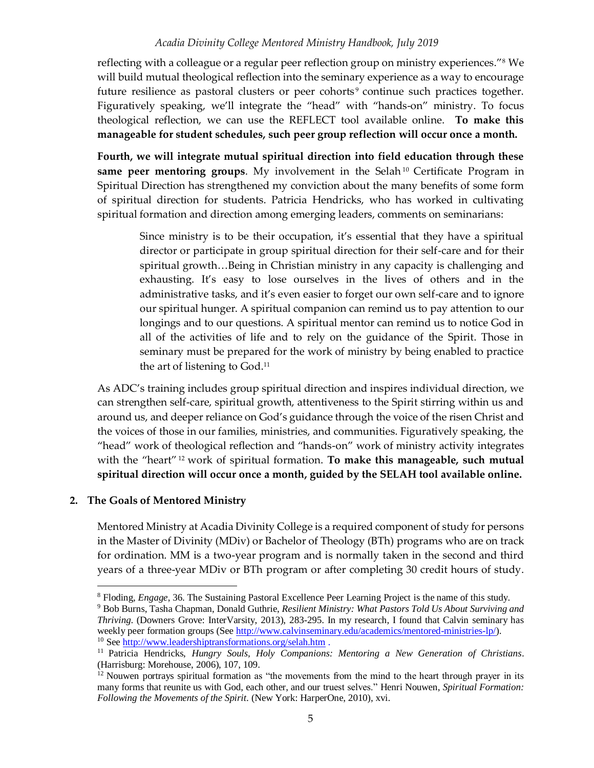reflecting with a colleague or a regular peer reflection group on ministry experiences."[8] We will build mutual theological reflection into the seminary experience as a way to encourage future resilience as pastoral clusters or peer cohorts[9] continue such practices together. Figuratively speaking, we'll integrate the "head" with "hands-on" ministry. To focus theological reflection, we can use the REFLECT tool available online. **To make this manageable for student schedules, such peer group reflection will occur once a month.**

**Fourth, we will integrate mutual spiritual direction into field education through these same peer mentoring groups**. My involvement in the Selah[10] Certificate Program in Spiritual Direction has strengthened my conviction about the many benefits of some form of spiritual direction for students. Patricia Hendricks, who has worked in cultivating spiritual formation and direction among emerging leaders, comments on seminarians:

> Since ministry is to be their occupation, it's essential that they have a spiritual director or participate in group spiritual direction for their self-care and for their spiritual growth…Being in Christian ministry in any capacity is challenging and exhausting. It's easy to lose ourselves in the lives of others and in the administrative tasks, and it's even easier to forget our own self-care and to ignore our spiritual hunger. A spiritual companion can remind us to pay attention to our longings and to our questions. A spiritual mentor can remind us to notice God in all of the activities of life and to rely on the guidance of the Spirit. Those in seminary must be prepared for the work of ministry by being enabled to practice the art of listening to God.[11]

As ADC's training includes group spiritual direction and inspires individual direction, we can strengthen self-care, spiritual growth, attentiveness to the Spirit stirring within us and around us, and deeper reliance on God's guidance through the voice of the risen Christ and the voices of those in our families, ministries, and communities. Figuratively speaking, the "head" work of theological reflection and "hands-on" work of ministry activity integrates with the "heart"[12] work of spiritual formation. **To make this manageable, such mutual spiritual direction will occur once a month, guided by the SELAH tool available online.**

## 2. The Goals of Mentored Ministry

Mentored Ministry at Acadia Divinity College is a required component of study for persons in the Master of Divinity (MDiv) or Bachelor of Theology (BTh) programs who are on track for ordination. MM is a two-year program and is normally taken in the second and third years of a three-year MDiv or BTh program or after completing 30 credit hours of study.

---

[8] Floding, *Engage*, 36. The Sustaining Pastoral Excellence Peer Learning Project is the name of this study.

[9] Bob Burns, Tasha Chapman, Donald Guthrie, *Resilient Ministry: What Pastors Told Us About Surviving and Thriving*. (Downers Grove: InterVarsity, 2013), 283-295. In my research, I found that Calvin seminary has weekly peer formation groups (See http://www.calvinseminary.edu/academics/mentored-ministries-lp/).

[10] See http://www.leadershiptransformations.org/selah.htm .

[11] Patricia Hendricks, *Hungry Souls, Holy Companions: Mentoring a New Generation of Christians*. (Harrisburg: Morehouse, 2006), 107, 109.

[12] Nouwen portrays spiritual formation as "the movements from the mind to the heart through prayer in its many forms that reunite us with God, each other, and our truest selves." Henri Nouwen, *Spiritual Formation: Following the Movements of the Spirit*. (New York: HarperOne, 2010), xvi.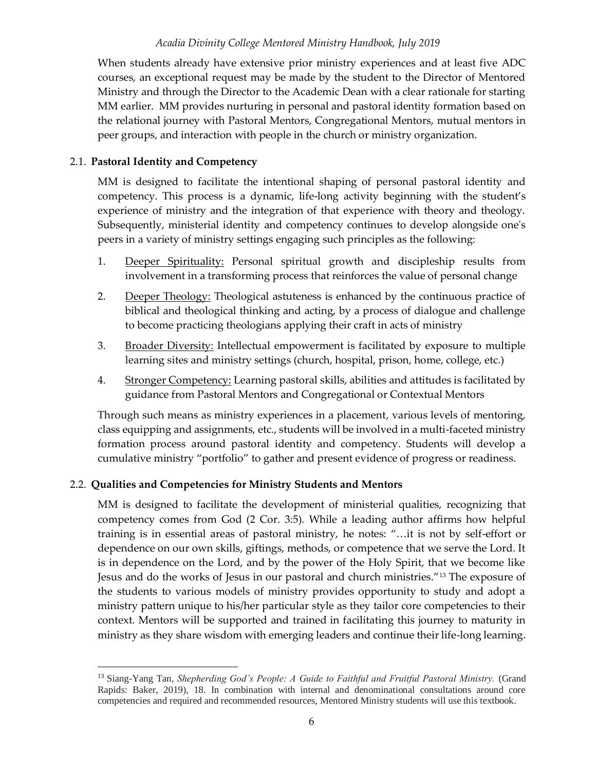When students already have extensive prior ministry experiences and at least five ADC courses, an exceptional request may be made by the student to the Director of Mentored Ministry and through the Director to the Academic Dean with a clear rationale for starting MM earlier. MM provides nurturing in personal and pastoral identity formation based on the relational journey with Pastoral Mentors, Congregational Mentors, mutual mentors in peer groups, and interaction with people in the church or ministry organization.

### 2.1. **Pastoral Identity and Competency**

MM is designed to facilitate the intentional shaping of personal pastoral identity and competency. This process is a dynamic, life-long activity beginning with the student's experience of ministry and the integration of that experience with theory and theology. Subsequently, ministerial identity and competency continues to develop alongside one's peers in a variety of ministry settings engaging such principles as the following:

1. <u>Deeper Spirituality:</u> Personal spiritual growth and discipleship results from involvement in a transforming process that reinforces the value of personal change
2. <u>Deeper Theology:</u> Theological astuteness is enhanced by the continuous practice of biblical and theological thinking and acting, by a process of dialogue and challenge to become practicing theologians applying their craft in acts of ministry
3. <u>Broader Diversity:</u> Intellectual empowerment is facilitated by exposure to multiple learning sites and ministry settings (church, hospital, prison, home, college, etc.)
4. <u>Stronger Competency:</u> Learning pastoral skills, abilities and attitudes is facilitated by guidance from Pastoral Mentors and Congregational or Contextual Mentors

Through such means as ministry experiences in a placement, various levels of mentoring, class equipping and assignments, etc., students will be involved in a multi-faceted ministry formation process around pastoral identity and competency. Students will develop a cumulative ministry "portfolio" to gather and present evidence of progress or readiness.

### 2.2. **Qualities and Competencies for Ministry Students and Mentors**

MM is designed to facilitate the development of ministerial qualities, recognizing that competency comes from God (2 Cor. 3:5). While a leading author affirms how helpful training is in essential areas of pastoral ministry, he notes: "…it is not by self-effort or dependence on our own skills, giftings, methods, or competence that we serve the Lord. It is in dependence on the Lord, and by the power of the Holy Spirit, that we become like Jesus and do the works of Jesus in our pastoral and church ministries."[13] The exposure of the students to various models of ministry provides opportunity to study and adopt a ministry pattern unique to his/her particular style as they tailor core competencies to their context. Mentors will be supported and trained in facilitating this journey to maturity in ministry as they share wisdom with emerging leaders and continue their life-long learning.

---

[13] Siang-Yang Tan, *Shepherding God's People: A Guide to Faithful and Fruitful Pastoral Ministry.* (Grand Rapids: Baker, 2019), 18. In combination with internal and denominational consultations around core competencies and required and recommended resources, Mentored Ministry students will use this textbook.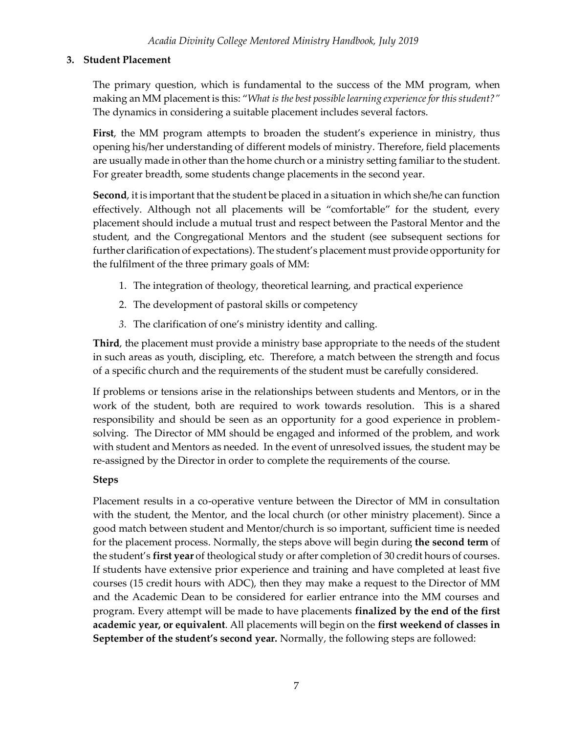### 3. Student Placement

The primary question, which is fundamental to the success of the MM program, when making an MM placement is this: "*What is the best possible learning experience for this student?*" The dynamics in considering a suitable placement includes several factors.

**First**, the MM program attempts to broaden the student's experience in ministry, thus opening his/her understanding of different models of ministry. Therefore, field placements are usually made in other than the home church or a ministry setting familiar to the student. For greater breadth, some students change placements in the second year.

**Second**, it is important that the student be placed in a situation in which she/he can function effectively. Although not all placements will be "comfortable" for the student, every placement should include a mutual trust and respect between the Pastoral Mentor and the student, and the Congregational Mentors and the student (see subsequent sections for further clarification of expectations). The student's placement must provide opportunity for the fulfilment of the three primary goals of MM:

1. The integration of theology, theoretical learning, and practical experience
2. The development of pastoral skills or competency
3. The clarification of one's ministry identity and calling.

**Third**, the placement must provide a ministry base appropriate to the needs of the student in such areas as youth, discipling, etc. Therefore, a match between the strength and focus of a specific church and the requirements of the student must be carefully considered.

If problems or tensions arise in the relationships between students and Mentors, or in the work of the student, both are required to work towards resolution. This is a shared responsibility and should be seen as an opportunity for a good experience in problem-solving. The Director of MM should be engaged and informed of the problem, and work with student and Mentors as needed. In the event of unresolved issues, the student may be re-assigned by the Director in order to complete the requirements of the course.

**Steps**

Placement results in a co-operative venture between the Director of MM in consultation with the student, the Mentor, and the local church (or other ministry placement). Since a good match between student and Mentor/church is so important, sufficient time is needed for the placement process. Normally, the steps above will begin during **the second term** of the student's **first year** of theological study or after completion of 30 credit hours of courses. If students have extensive prior experience and training and have completed at least five courses (15 credit hours with ADC), then they may make a request to the Director of MM and the Academic Dean to be considered for earlier entrance into the MM courses and program. Every attempt will be made to have placements **finalized by the end of the first academic year, or equivalent**. All placements will begin on the **first weekend of classes in September of the student's second year.** Normally, the following steps are followed: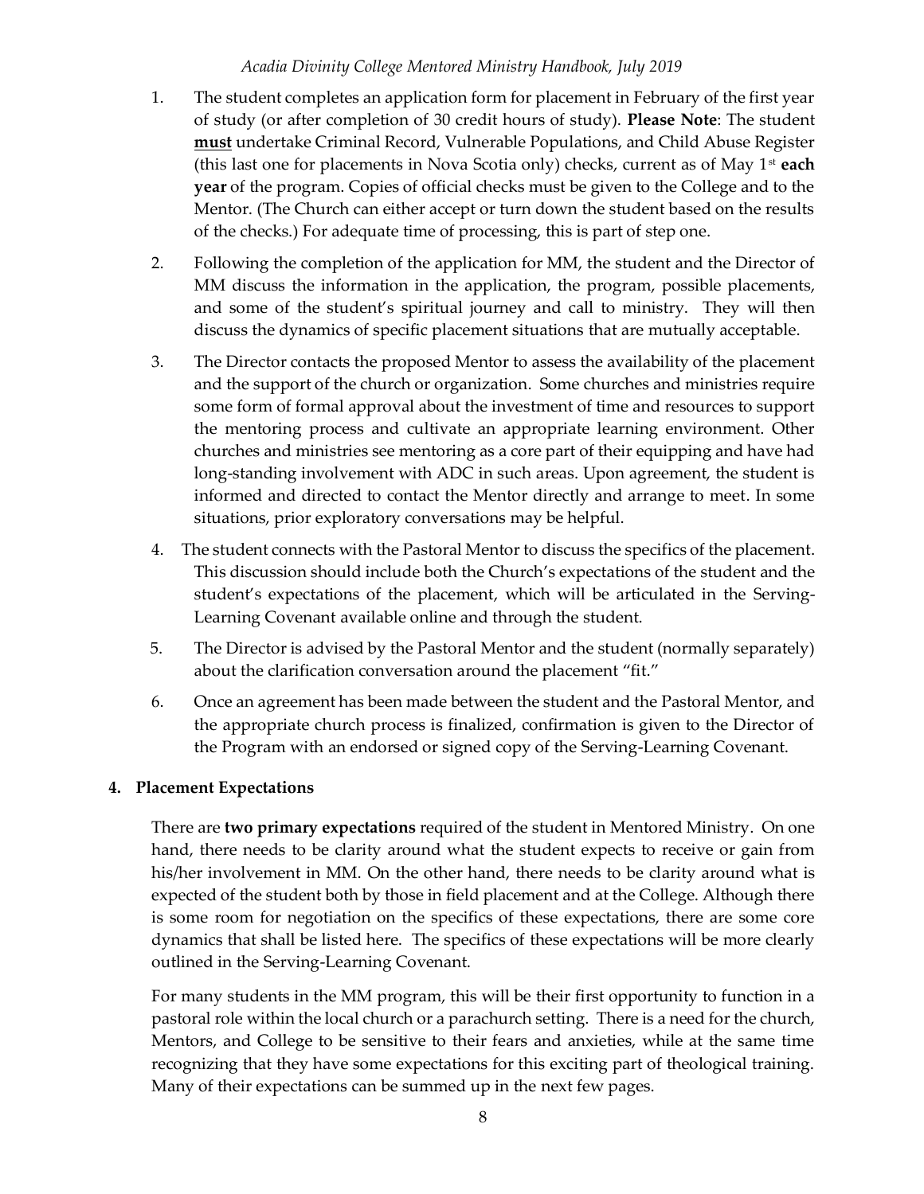1. The student completes an application form for placement in February of the first year of study (or after completion of 30 credit hours of study). **Please Note**: The student **<u>must</u>** undertake Criminal Record, Vulnerable Populations, and Child Abuse Register (this last one for placements in Nova Scotia only) checks, current as of May 1st **each year** of the program. Copies of official checks must be given to the College and to the Mentor. (The Church can either accept or turn down the student based on the results of the checks.) For adequate time of processing, this is part of step one.

2. Following the completion of the application for MM, the student and the Director of MM discuss the information in the application, the program, possible placements, and some of the student's spiritual journey and call to ministry. They will then discuss the dynamics of specific placement situations that are mutually acceptable.

3. The Director contacts the proposed Mentor to assess the availability of the placement and the support of the church or organization. Some churches and ministries require some form of formal approval about the investment of time and resources to support the mentoring process and cultivate an appropriate learning environment. Other churches and ministries see mentoring as a core part of their equipping and have had long-standing involvement with ADC in such areas. Upon agreement, the student is informed and directed to contact the Mentor directly and arrange to meet. In some situations, prior exploratory conversations may be helpful.

4. The student connects with the Pastoral Mentor to discuss the specifics of the placement. This discussion should include both the Church's expectations of the student and the student's expectations of the placement, which will be articulated in the Serving-Learning Covenant available online and through the student.

5. The Director is advised by the Pastoral Mentor and the student (normally separately) about the clarification conversation around the placement "fit."

6. Once an agreement has been made between the student and the Pastoral Mentor, and the appropriate church process is finalized, confirmation is given to the Director of the Program with an endorsed or signed copy of the Serving-Learning Covenant.

## 4. Placement Expectations

There are **two primary expectations** required of the student in Mentored Ministry. On one hand, there needs to be clarity around what the student expects to receive or gain from his/her involvement in MM. On the other hand, there needs to be clarity around what is expected of the student both by those in field placement and at the College. Although there is some room for negotiation on the specifics of these expectations, there are some core dynamics that shall be listed here. The specifics of these expectations will be more clearly outlined in the Serving-Learning Covenant.

For many students in the MM program, this will be their first opportunity to function in a pastoral role within the local church or a parachurch setting. There is a need for the church, Mentors, and College to be sensitive to their fears and anxieties, while at the same time recognizing that they have some expectations for this exciting part of theological training. Many of their expectations can be summed up in the next few pages.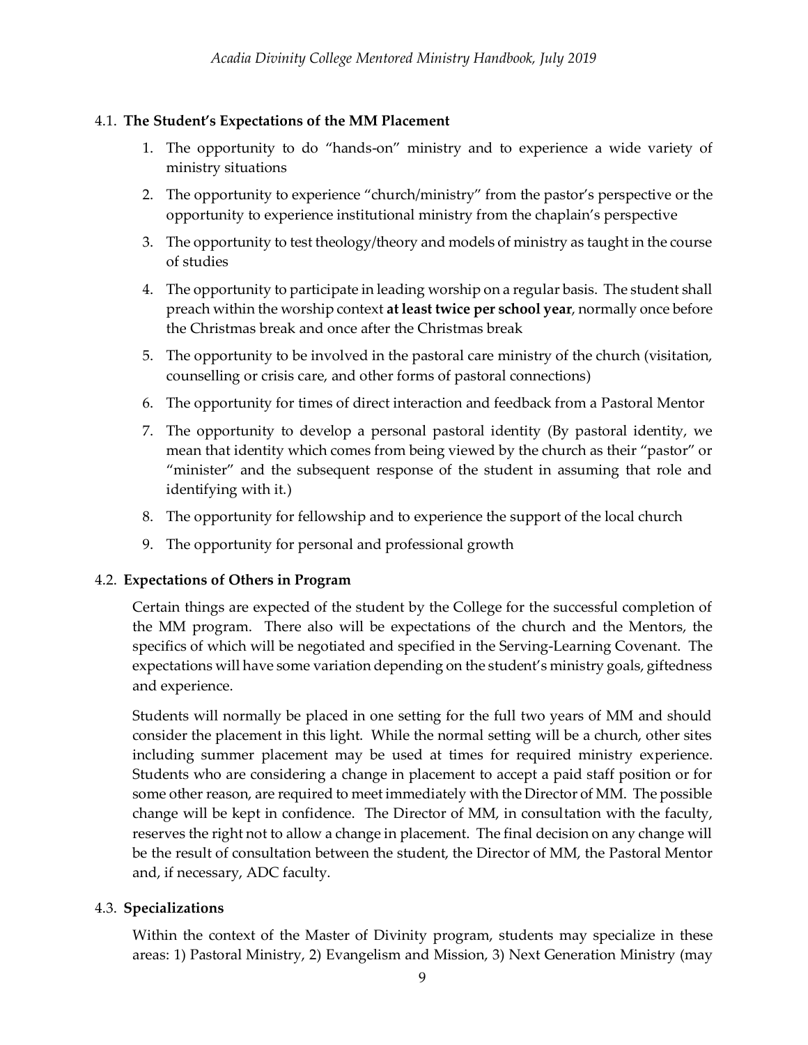### 4.1. The Student's Expectations of the MM Placement

1. The opportunity to do "hands-on" ministry and to experience a wide variety of ministry situations
2. The opportunity to experience "church/ministry" from the pastor's perspective or the opportunity to experience institutional ministry from the chaplain's perspective
3. The opportunity to test theology/theory and models of ministry as taught in the course of studies
4. The opportunity to participate in leading worship on a regular basis. The student shall preach within the worship context **at least twice per school year**, normally once before the Christmas break and once after the Christmas break
5. The opportunity to be involved in the pastoral care ministry of the church (visitation, counselling or crisis care, and other forms of pastoral connections)
6. The opportunity for times of direct interaction and feedback from a Pastoral Mentor
7. The opportunity to develop a personal pastoral identity (By pastoral identity, we mean that identity which comes from being viewed by the church as their "pastor" or "minister" and the subsequent response of the student in assuming that role and identifying with it.)
8. The opportunity for fellowship and to experience the support of the local church
9. The opportunity for personal and professional growth

### 4.2. Expectations of Others in Program

Certain things are expected of the student by the College for the successful completion of the MM program. There also will be expectations of the church and the Mentors, the specifics of which will be negotiated and specified in the Serving-Learning Covenant. The expectations will have some variation depending on the student's ministry goals, giftedness and experience.

Students will normally be placed in one setting for the full two years of MM and should consider the placement in this light. While the normal setting will be a church, other sites including summer placement may be used at times for required ministry experience. Students who are considering a change in placement to accept a paid staff position or for some other reason, are required to meet immediately with the Director of MM. The possible change will be kept in confidence. The Director of MM, in consultation with the faculty, reserves the right not to allow a change in placement. The final decision on any change will be the result of consultation between the student, the Director of MM, the Pastoral Mentor and, if necessary, ADC faculty.

### 4.3. Specializations

Within the context of the Master of Divinity program, students may specialize in these areas: 1) Pastoral Ministry, 2) Evangelism and Mission, 3) Next Generation Ministry (may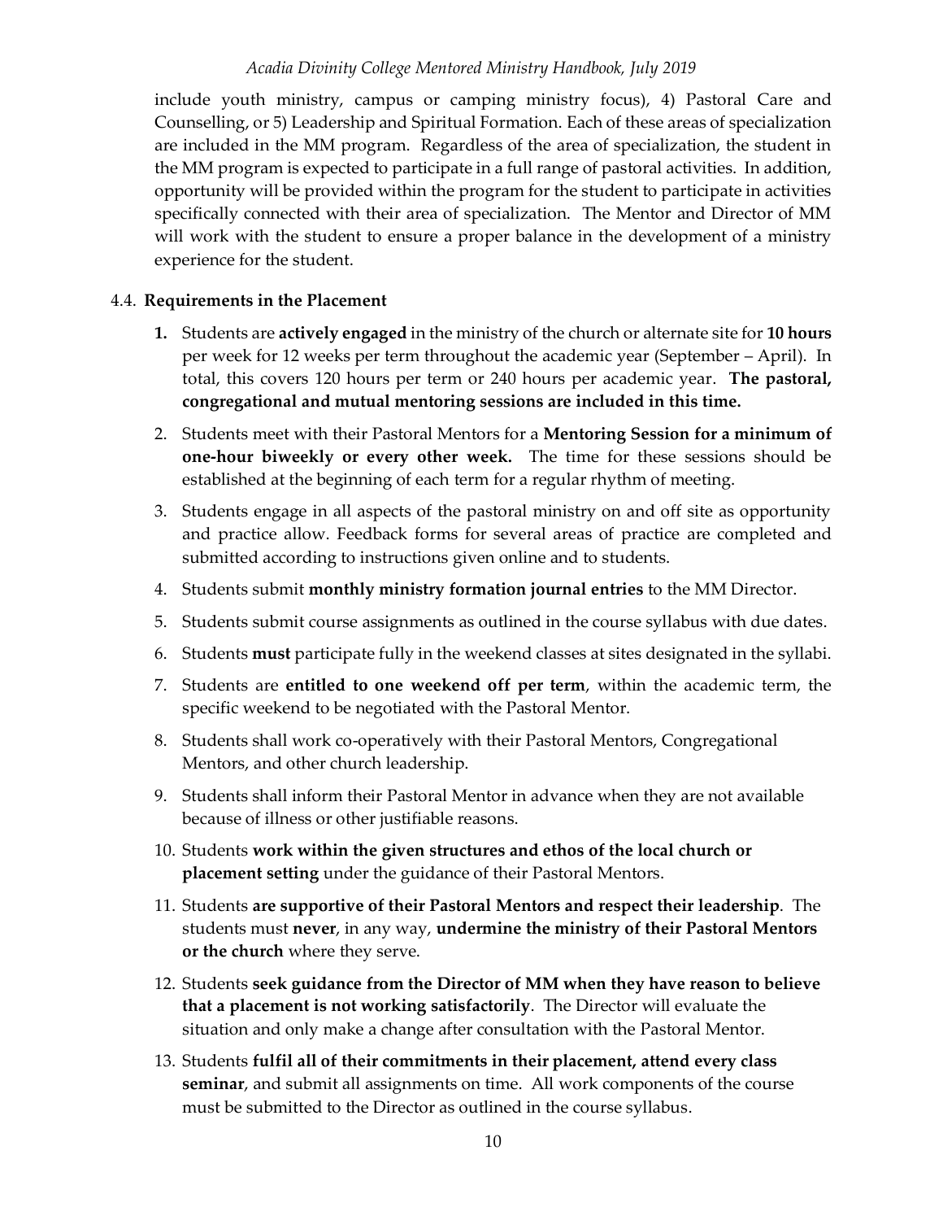include youth ministry, campus or camping ministry focus), 4) Pastoral Care and Counselling, or 5) Leadership and Spiritual Formation. Each of these areas of specialization are included in the MM program. Regardless of the area of specialization, the student in the MM program is expected to participate in a full range of pastoral activities. In addition, opportunity will be provided within the program for the student to participate in activities specifically connected with their area of specialization. The Mentor and Director of MM will work with the student to ensure a proper balance in the development of a ministry experience for the student.

### 4.4. Requirements in the Placement

1. Students are **actively engaged** in the ministry of the church or alternate site for **10 hours** per week for 12 weeks per term throughout the academic year (September – April). In total, this covers 120 hours per term or 240 hours per academic year. **The pastoral, congregational and mutual mentoring sessions are included in this time.**
2. Students meet with their Pastoral Mentors for a **Mentoring Session for a minimum of one-hour biweekly or every other week.** The time for these sessions should be established at the beginning of each term for a regular rhythm of meeting.
3. Students engage in all aspects of the pastoral ministry on and off site as opportunity and practice allow. Feedback forms for several areas of practice are completed and submitted according to instructions given online and to students.
4. Students submit **monthly ministry formation journal entries** to the MM Director.
5. Students submit course assignments as outlined in the course syllabus with due dates.
6. Students **must** participate fully in the weekend classes at sites designated in the syllabi.
7. Students are **entitled to one weekend off per term**, within the academic term, the specific weekend to be negotiated with the Pastoral Mentor.
8. Students shall work co-operatively with their Pastoral Mentors, Congregational Mentors, and other church leadership.
9. Students shall inform their Pastoral Mentor in advance when they are not available because of illness or other justifiable reasons.
10. Students **work within the given structures and ethos of the local church or placement setting** under the guidance of their Pastoral Mentors.
11. Students **are supportive of their Pastoral Mentors and respect their leadership**. The students must **never**, in any way, **undermine the ministry of their Pastoral Mentors or the church** where they serve.
12. Students **seek guidance from the Director of MM when they have reason to believe that a placement is not working satisfactorily**. The Director will evaluate the situation and only make a change after consultation with the Pastoral Mentor.
13. Students **fulfil all of their commitments in their placement, attend every class seminar**, and submit all assignments on time. All work components of the course must be submitted to the Director as outlined in the course syllabus.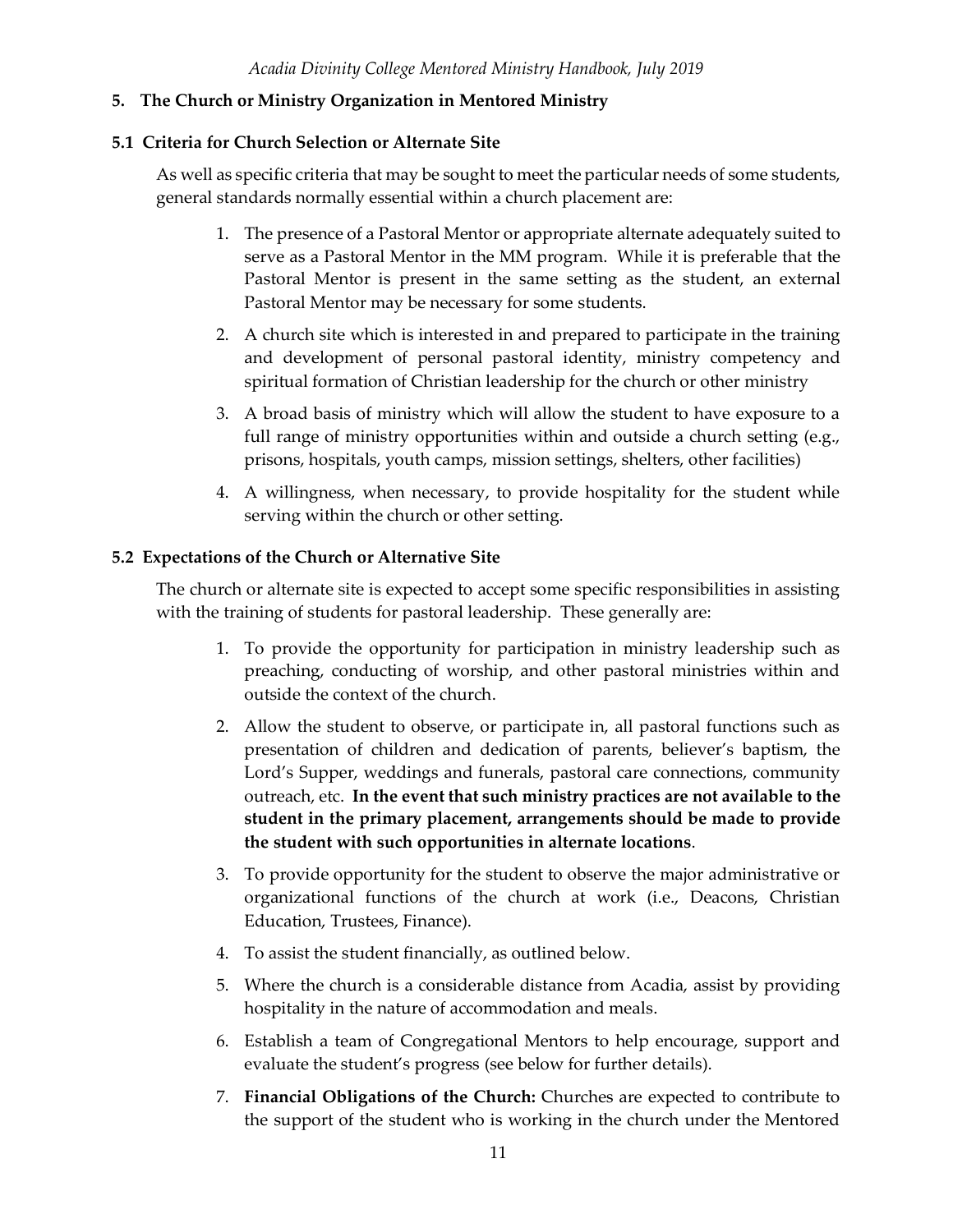## 5. The Church or Ministry Organization in Mentored Ministry

### 5.1 Criteria for Church Selection or Alternate Site

As well as specific criteria that may be sought to meet the particular needs of some students, general standards normally essential within a church placement are:

1. The presence of a Pastoral Mentor or appropriate alternate adequately suited to serve as a Pastoral Mentor in the MM program. While it is preferable that the Pastoral Mentor is present in the same setting as the student, an external Pastoral Mentor may be necessary for some students.
2. A church site which is interested in and prepared to participate in the training and development of personal pastoral identity, ministry competency and spiritual formation of Christian leadership for the church or other ministry
3. A broad basis of ministry which will allow the student to have exposure to a full range of ministry opportunities within and outside a church setting (e.g., prisons, hospitals, youth camps, mission settings, shelters, other facilities)
4. A willingness, when necessary, to provide hospitality for the student while serving within the church or other setting.

### 5.2 Expectations of the Church or Alternative Site

The church or alternate site is expected to accept some specific responsibilities in assisting with the training of students for pastoral leadership. These generally are:

1. To provide the opportunity for participation in ministry leadership such as preaching, conducting of worship, and other pastoral ministries within and outside the context of the church.
2. Allow the student to observe, or participate in, all pastoral functions such as presentation of children and dedication of parents, believer's baptism, the Lord's Supper, weddings and funerals, pastoral care connections, community outreach, etc. **In the event that such ministry practices are not available to the student in the primary placement, arrangements should be made to provide the student with such opportunities in alternate locations**.
3. To provide opportunity for the student to observe the major administrative or organizational functions of the church at work (i.e., Deacons, Christian Education, Trustees, Finance).
4. To assist the student financially, as outlined below.
5. Where the church is a considerable distance from Acadia, assist by providing hospitality in the nature of accommodation and meals.
6. Establish a team of Congregational Mentors to help encourage, support and evaluate the student's progress (see below for further details).
7. **Financial Obligations of the Church:** Churches are expected to contribute to the support of the student who is working in the church under the Mentored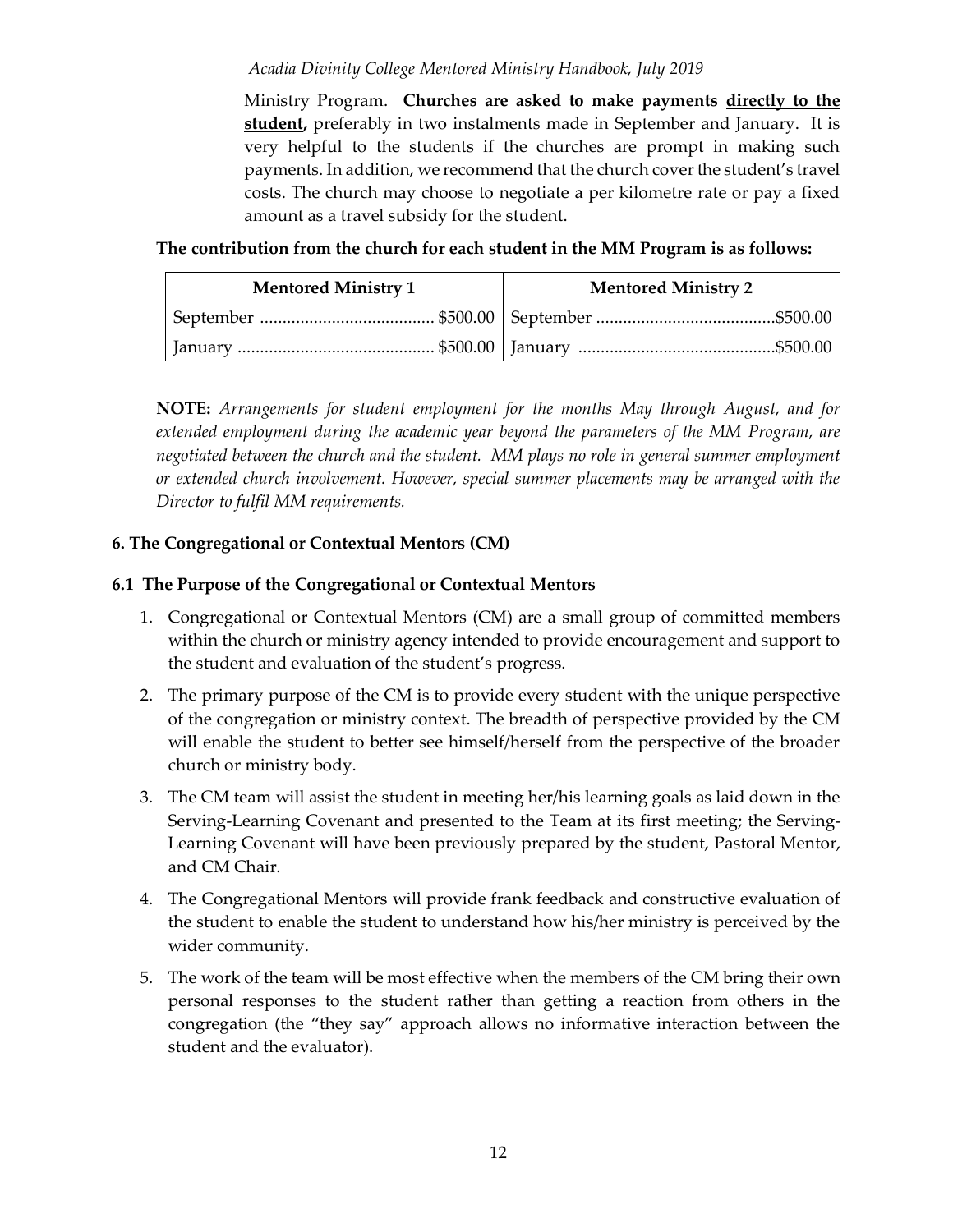Ministry Program. **Churches are asked to make payments <u>directly to the student</u>,** preferably in two instalments made in September and January. It is very helpful to the students if the churches are prompt in making such payments. In addition, we recommend that the church cover the student's travel costs. The church may choose to negotiate a per kilometre rate or pay a fixed amount as a travel subsidy for the student.

**The contribution from the church for each student in the MM Program is as follows:**

| Mentored Ministry 1 | Mentored Ministry 2 |
|---|---|
| September ....................................... $500.00 | September ........................................$500.00 |
| January ............................................ $500.00 | January ............................................$500.00 |

**NOTE:** *Arrangements for student employment for the months May through August, and for extended employment during the academic year beyond the parameters of the MM Program, are negotiated between the church and the student. MM plays no role in general summer employment or extended church involvement. However, special summer placements may be arranged with the Director to fulfil MM requirements.*

## 6. The Congregational or Contextual Mentors (CM)

### 6.1 The Purpose of the Congregational or Contextual Mentors

1. Congregational or Contextual Mentors (CM) are a small group of committed members within the church or ministry agency intended to provide encouragement and support to the student and evaluation of the student's progress.
2. The primary purpose of the CM is to provide every student with the unique perspective of the congregation or ministry context. The breadth of perspective provided by the CM will enable the student to better see himself/herself from the perspective of the broader church or ministry body.
3. The CM team will assist the student in meeting her/his learning goals as laid down in the Serving-Learning Covenant and presented to the Team at its first meeting; the Serving-Learning Covenant will have been previously prepared by the student, Pastoral Mentor, and CM Chair.
4. The Congregational Mentors will provide frank feedback and constructive evaluation of the student to enable the student to understand how his/her ministry is perceived by the wider community.
5. The work of the team will be most effective when the members of the CM bring their own personal responses to the student rather than getting a reaction from others in the congregation (the "they say" approach allows no informative interaction between the student and the evaluator).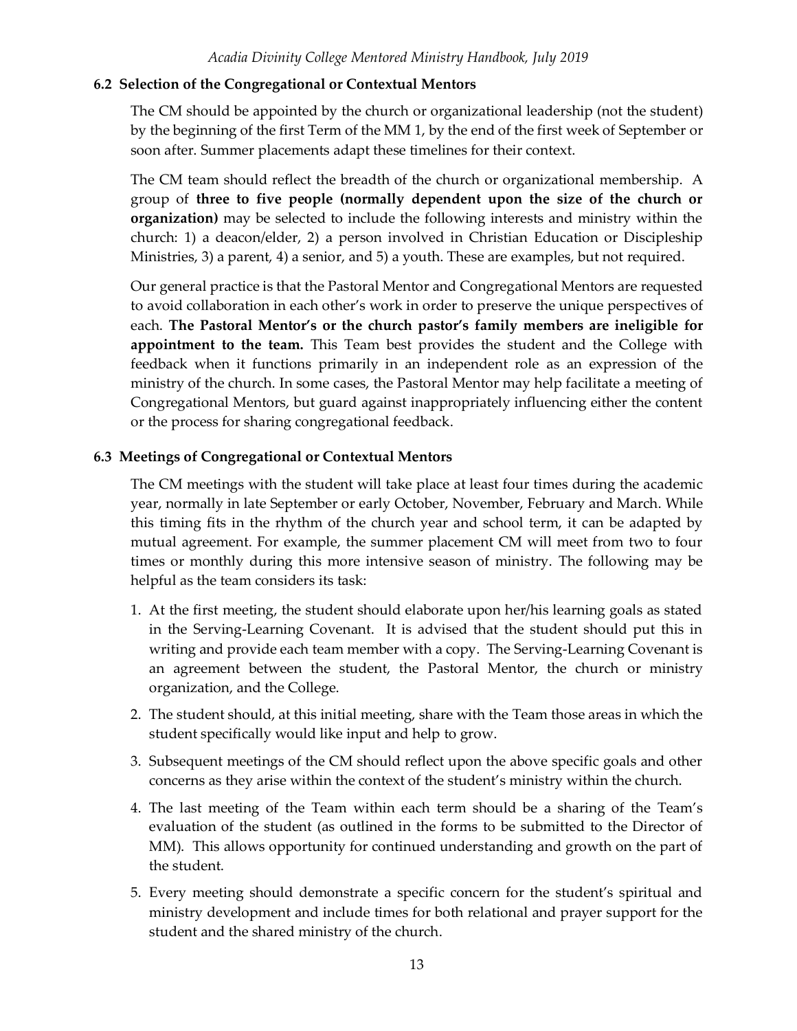### 6.2 Selection of the Congregational or Contextual Mentors

The CM should be appointed by the church or organizational leadership (not the student) by the beginning of the first Term of the MM 1, by the end of the first week of September or soon after. Summer placements adapt these timelines for their context.

The CM team should reflect the breadth of the church or organizational membership. A group of **three to five people (normally dependent upon the size of the church or organization)** may be selected to include the following interests and ministry within the church: 1) a deacon/elder, 2) a person involved in Christian Education or Discipleship Ministries, 3) a parent, 4) a senior, and 5) a youth. These are examples, but not required.

Our general practice is that the Pastoral Mentor and Congregational Mentors are requested to avoid collaboration in each other's work in order to preserve the unique perspectives of each. **The Pastoral Mentor's or the church pastor's family members are ineligible for appointment to the team.** This Team best provides the student and the College with feedback when it functions primarily in an independent role as an expression of the ministry of the church. In some cases, the Pastoral Mentor may help facilitate a meeting of Congregational Mentors, but guard against inappropriately influencing either the content or the process for sharing congregational feedback.

### 6.3 Meetings of Congregational or Contextual Mentors

The CM meetings with the student will take place at least four times during the academic year, normally in late September or early October, November, February and March. While this timing fits in the rhythm of the church year and school term, it can be adapted by mutual agreement. For example, the summer placement CM will meet from two to four times or monthly during this more intensive season of ministry. The following may be helpful as the team considers its task:

1. At the first meeting, the student should elaborate upon her/his learning goals as stated in the Serving-Learning Covenant. It is advised that the student should put this in writing and provide each team member with a copy. The Serving-Learning Covenant is an agreement between the student, the Pastoral Mentor, the church or ministry organization, and the College.
2. The student should, at this initial meeting, share with the Team those areas in which the student specifically would like input and help to grow.
3. Subsequent meetings of the CM should reflect upon the above specific goals and other concerns as they arise within the context of the student's ministry within the church.
4. The last meeting of the Team within each term should be a sharing of the Team's evaluation of the student (as outlined in the forms to be submitted to the Director of MM). This allows opportunity for continued understanding and growth on the part of the student.
5. Every meeting should demonstrate a specific concern for the student's spiritual and ministry development and include times for both relational and prayer support for the student and the shared ministry of the church.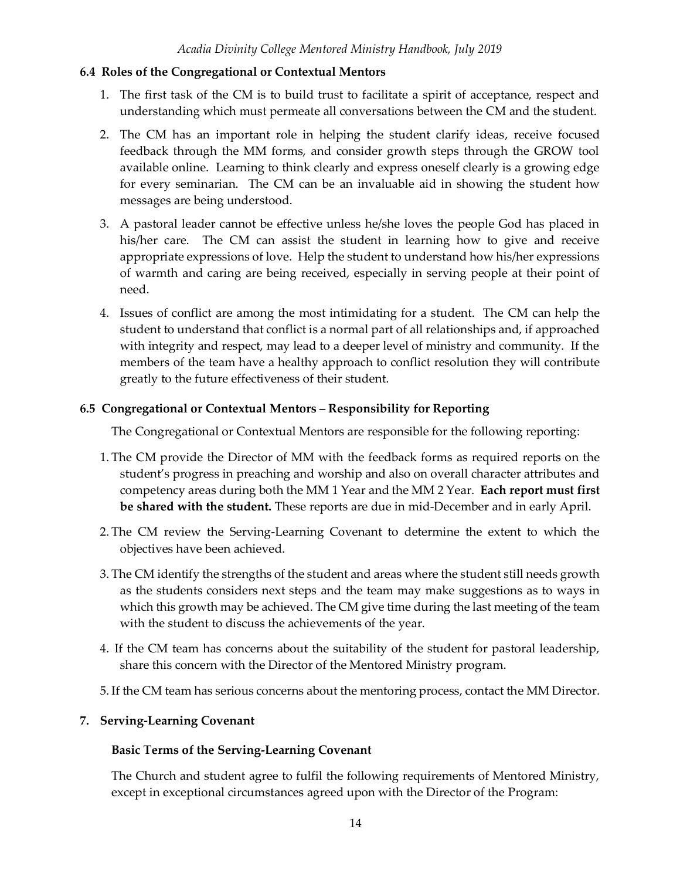### 6.4 Roles of the Congregational or Contextual Mentors

1. The first task of the CM is to build trust to facilitate a spirit of acceptance, respect and understanding which must permeate all conversations between the CM and the student.
2. The CM has an important role in helping the student clarify ideas, receive focused feedback through the MM forms, and consider growth steps through the GROW tool available online. Learning to think clearly and express oneself clearly is a growing edge for every seminarian. The CM can be an invaluable aid in showing the student how messages are being understood.
3. A pastoral leader cannot be effective unless he/she loves the people God has placed in his/her care. The CM can assist the student in learning how to give and receive appropriate expressions of love. Help the student to understand how his/her expressions of warmth and caring are being received, especially in serving people at their point of need.
4. Issues of conflict are among the most intimidating for a student. The CM can help the student to understand that conflict is a normal part of all relationships and, if approached with integrity and respect, may lead to a deeper level of ministry and community. If the members of the team have a healthy approach to conflict resolution they will contribute greatly to the future effectiveness of their student.

### 6.5 Congregational or Contextual Mentors – Responsibility for Reporting

The Congregational or Contextual Mentors are responsible for the following reporting:

1. The CM provide the Director of MM with the feedback forms as required reports on the student's progress in preaching and worship and also on overall character attributes and competency areas during both the MM 1 Year and the MM 2 Year. **Each report must first be shared with the student.** These reports are due in mid-December and in early April.
2. The CM review the Serving-Learning Covenant to determine the extent to which the objectives have been achieved.
3. The CM identify the strengths of the student and areas where the student still needs growth as the students considers next steps and the team may make suggestions as to ways in which this growth may be achieved. The CM give time during the last meeting of the team with the student to discuss the achievements of the year.
4. If the CM team has concerns about the suitability of the student for pastoral leadership, share this concern with the Director of the Mentored Ministry program.
5. If the CM team has serious concerns about the mentoring process, contact the MM Director.

## 7. Serving-Learning Covenant

#### Basic Terms of the Serving-Learning Covenant

The Church and student agree to fulfil the following requirements of Mentored Ministry, except in exceptional circumstances agreed upon with the Director of the Program: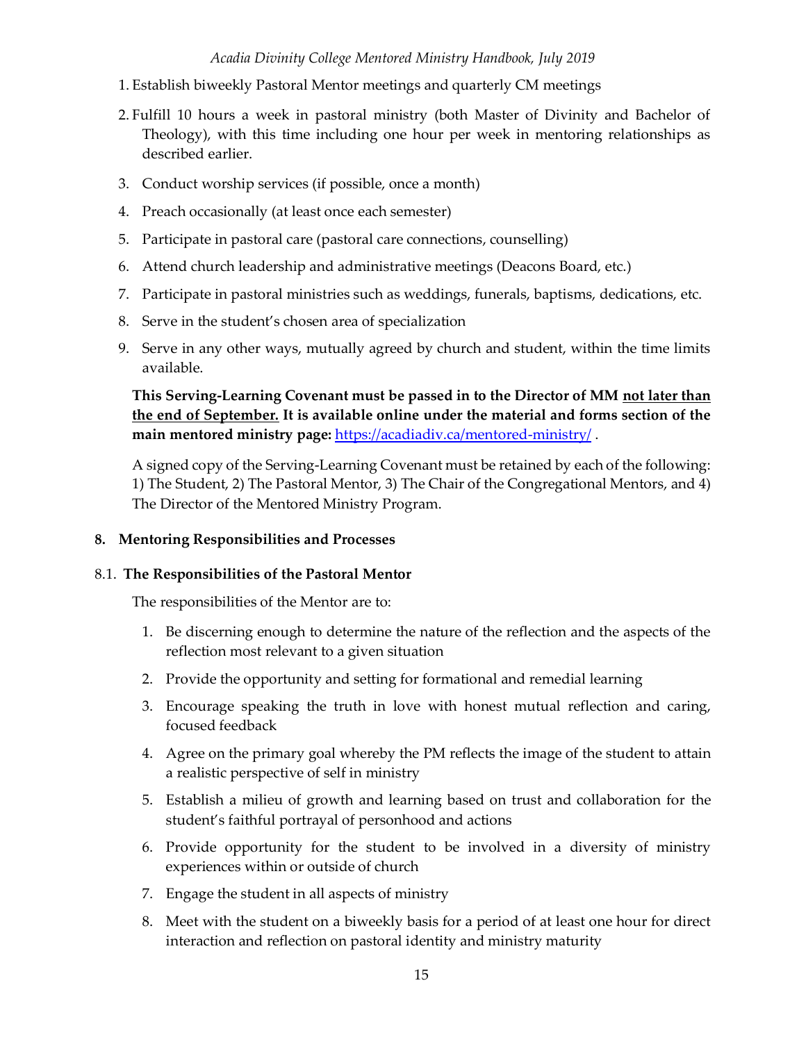1. Establish biweekly Pastoral Mentor meetings and quarterly CM meetings
2. Fulfill 10 hours a week in pastoral ministry (both Master of Divinity and Bachelor of Theology), with this time including one hour per week in mentoring relationships as described earlier.
3. Conduct worship services (if possible, once a month)
4. Preach occasionally (at least once each semester)
5. Participate in pastoral care (pastoral care connections, counselling)
6. Attend church leadership and administrative meetings (Deacons Board, etc.)
7. Participate in pastoral ministries such as weddings, funerals, baptisms, dedications, etc.
8. Serve in the student's chosen area of specialization
9. Serve in any other ways, mutually agreed by church and student, within the time limits available.

**This Serving-Learning Covenant must be passed in to the Director of MM <u>not later than the end of September.</u> It is available online under the material and forms section of the main mentored ministry page:** https://acadiadiv.ca/mentored-ministry/ .

A signed copy of the Serving-Learning Covenant must be retained by each of the following: 1) The Student, 2) The Pastoral Mentor, 3) The Chair of the Congregational Mentors, and 4) The Director of the Mentored Ministry Program.

## 8. Mentoring Responsibilities and Processes

### 8.1. The Responsibilities of the Pastoral Mentor

The responsibilities of the Mentor are to:

1. Be discerning enough to determine the nature of the reflection and the aspects of the reflection most relevant to a given situation
2. Provide the opportunity and setting for formational and remedial learning
3. Encourage speaking the truth in love with honest mutual reflection and caring, focused feedback
4. Agree on the primary goal whereby the PM reflects the image of the student to attain a realistic perspective of self in ministry
5. Establish a milieu of growth and learning based on trust and collaboration for the student's faithful portrayal of personhood and actions
6. Provide opportunity for the student to be involved in a diversity of ministry experiences within or outside of church
7. Engage the student in all aspects of ministry
8. Meet with the student on a biweekly basis for a period of at least one hour for direct interaction and reflection on pastoral identity and ministry maturity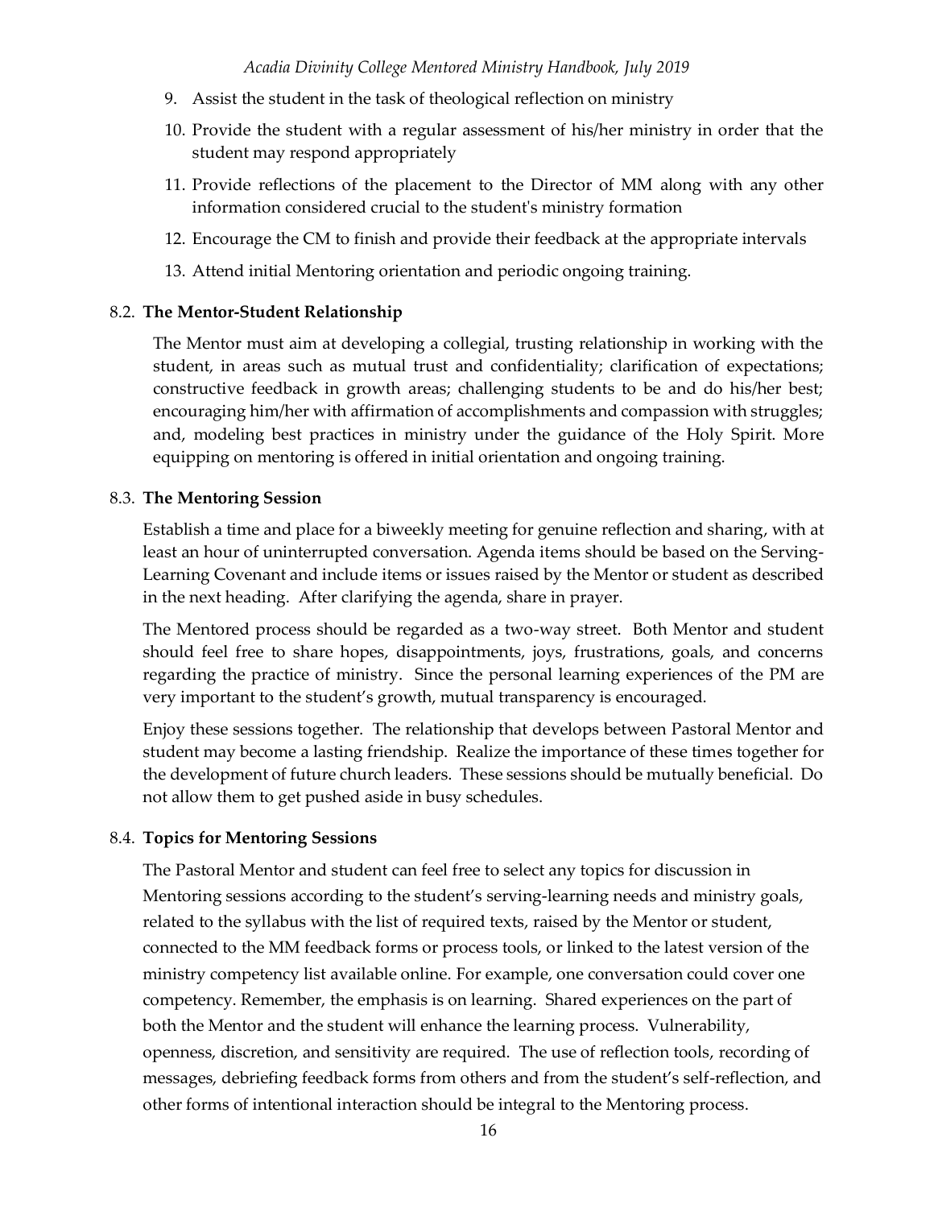9. Assist the student in the task of theological reflection on ministry
10. Provide the student with a regular assessment of his/her ministry in order that the student may respond appropriately
11. Provide reflections of the placement to the Director of MM along with any other information considered crucial to the student's ministry formation
12. Encourage the CM to finish and provide their feedback at the appropriate intervals
13. Attend initial Mentoring orientation and periodic ongoing training.

### 8.2. The Mentor-Student Relationship

The Mentor must aim at developing a collegial, trusting relationship in working with the student, in areas such as mutual trust and confidentiality; clarification of expectations; constructive feedback in growth areas; challenging students to be and do his/her best; encouraging him/her with affirmation of accomplishments and compassion with struggles; and, modeling best practices in ministry under the guidance of the Holy Spirit. More equipping on mentoring is offered in initial orientation and ongoing training.

### 8.3. The Mentoring Session

Establish a time and place for a biweekly meeting for genuine reflection and sharing, with at least an hour of uninterrupted conversation. Agenda items should be based on the Serving-Learning Covenant and include items or issues raised by the Mentor or student as described in the next heading. After clarifying the agenda, share in prayer.

The Mentored process should be regarded as a two-way street. Both Mentor and student should feel free to share hopes, disappointments, joys, frustrations, goals, and concerns regarding the practice of ministry. Since the personal learning experiences of the PM are very important to the student's growth, mutual transparency is encouraged.

Enjoy these sessions together. The relationship that develops between Pastoral Mentor and student may become a lasting friendship. Realize the importance of these times together for the development of future church leaders. These sessions should be mutually beneficial. Do not allow them to get pushed aside in busy schedules.

### 8.4. Topics for Mentoring Sessions

The Pastoral Mentor and student can feel free to select any topics for discussion in Mentoring sessions according to the student's serving-learning needs and ministry goals, related to the syllabus with the list of required texts, raised by the Mentor or student, connected to the MM feedback forms or process tools, or linked to the latest version of the ministry competency list available online. For example, one conversation could cover one competency. Remember, the emphasis is on learning. Shared experiences on the part of both the Mentor and the student will enhance the learning process. Vulnerability, openness, discretion, and sensitivity are required. The use of reflection tools, recording of messages, debriefing feedback forms from others and from the student's self-reflection, and other forms of intentional interaction should be integral to the Mentoring process.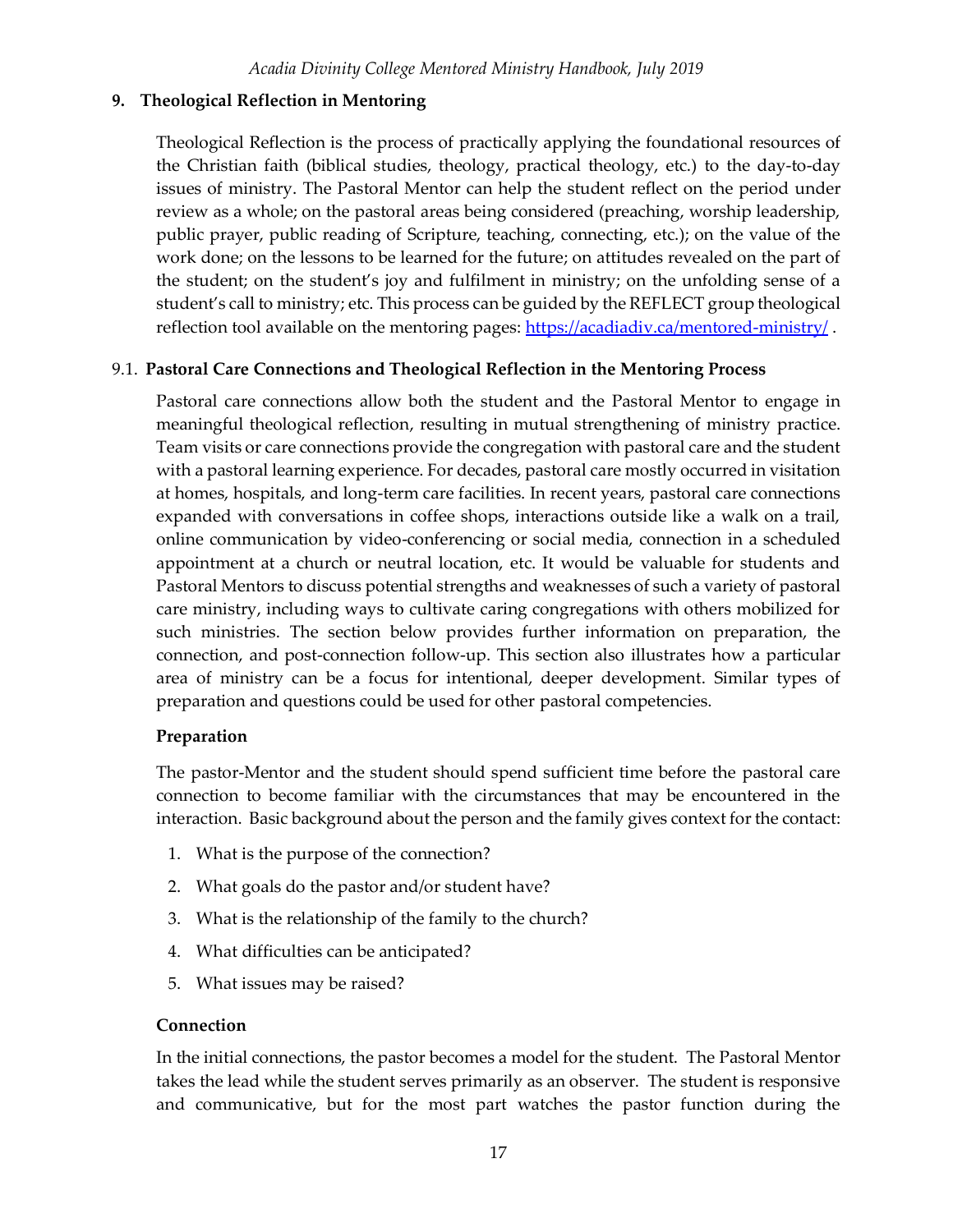## 9. Theological Reflection in Mentoring

Theological Reflection is the process of practically applying the foundational resources of the Christian faith (biblical studies, theology, practical theology, etc.) to the day-to-day issues of ministry. The Pastoral Mentor can help the student reflect on the period under review as a whole; on the pastoral areas being considered (preaching, worship leadership, public prayer, public reading of Scripture, teaching, connecting, etc.); on the value of the work done; on the lessons to be learned for the future; on attitudes revealed on the part of the student; on the student's joy and fulfilment in ministry; on the unfolding sense of a student's call to ministry; etc. This process can be guided by the REFLECT group theological reflection tool available on the mentoring pages: https://acadiadiv.ca/mentored-ministry/ .

### 9.1. Pastoral Care Connections and Theological Reflection in the Mentoring Process

Pastoral care connections allow both the student and the Pastoral Mentor to engage in meaningful theological reflection, resulting in mutual strengthening of ministry practice. Team visits or care connections provide the congregation with pastoral care and the student with a pastoral learning experience. For decades, pastoral care mostly occurred in visitation at homes, hospitals, and long-term care facilities. In recent years, pastoral care connections expanded with conversations in coffee shops, interactions outside like a walk on a trail, online communication by video-conferencing or social media, connection in a scheduled appointment at a church or neutral location, etc. It would be valuable for students and Pastoral Mentors to discuss potential strengths and weaknesses of such a variety of pastoral care ministry, including ways to cultivate caring congregations with others mobilized for such ministries. The section below provides further information on preparation, the connection, and post-connection follow-up. This section also illustrates how a particular area of ministry can be a focus for intentional, deeper development. Similar types of preparation and questions could be used for other pastoral competencies.

**Preparation**

The pastor-Mentor and the student should spend sufficient time before the pastoral care connection to become familiar with the circumstances that may be encountered in the interaction. Basic background about the person and the family gives context for the contact:

1. What is the purpose of the connection?
2. What goals do the pastor and/or student have?
3. What is the relationship of the family to the church?
4. What difficulties can be anticipated?
5. What issues may be raised?

**Connection**

In the initial connections, the pastor becomes a model for the student. The Pastoral Mentor takes the lead while the student serves primarily as an observer. The student is responsive and communicative, but for the most part watches the pastor function during the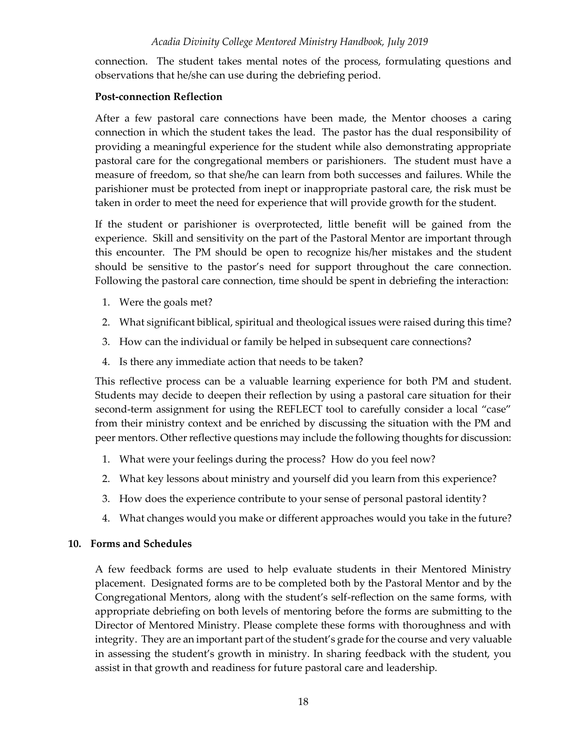connection. The student takes mental notes of the process, formulating questions and observations that he/she can use during the debriefing period.

**Post-connection Reflection**

After a few pastoral care connections have been made, the Mentor chooses a caring connection in which the student takes the lead. The pastor has the dual responsibility of providing a meaningful experience for the student while also demonstrating appropriate pastoral care for the congregational members or parishioners. The student must have a measure of freedom, so that she/he can learn from both successes and failures. While the parishioner must be protected from inept or inappropriate pastoral care, the risk must be taken in order to meet the need for experience that will provide growth for the student.

If the student or parishioner is overprotected, little benefit will be gained from the experience. Skill and sensitivity on the part of the Pastoral Mentor are important through this encounter. The PM should be open to recognize his/her mistakes and the student should be sensitive to the pastor's need for support throughout the care connection. Following the pastoral care connection, time should be spent in debriefing the interaction:

1. Were the goals met?
2. What significant biblical, spiritual and theological issues were raised during this time?
3. How can the individual or family be helped in subsequent care connections?
4. Is there any immediate action that needs to be taken?

This reflective process can be a valuable learning experience for both PM and student. Students may decide to deepen their reflection by using a pastoral care situation for their second-term assignment for using the REFLECT tool to carefully consider a local "case" from their ministry context and be enriched by discussing the situation with the PM and peer mentors. Other reflective questions may include the following thoughts for discussion:

1. What were your feelings during the process? How do you feel now?
2. What key lessons about ministry and yourself did you learn from this experience?
3. How does the experience contribute to your sense of personal pastoral identity?
4. What changes would you make or different approaches would you take in the future?

## 10. Forms and Schedules

A few feedback forms are used to help evaluate students in their Mentored Ministry placement. Designated forms are to be completed both by the Pastoral Mentor and by the Congregational Mentors, along with the student's self-reflection on the same forms, with appropriate debriefing on both levels of mentoring before the forms are submitting to the Director of Mentored Ministry. Please complete these forms with thoroughness and with integrity. They are an important part of the student's grade for the course and very valuable in assessing the student's growth in ministry. In sharing feedback with the student, you assist in that growth and readiness for future pastoral care and leadership.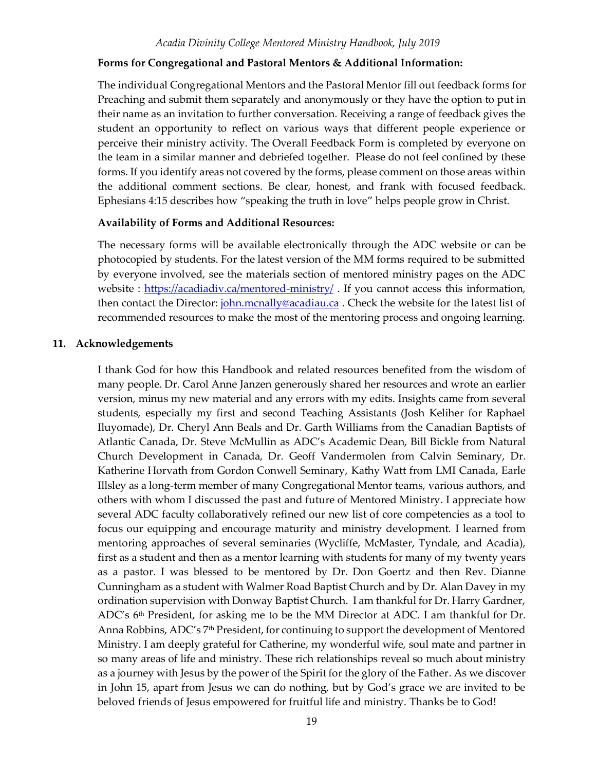**Forms for Congregational and Pastoral Mentors & Additional Information:**

The individual Congregational Mentors and the Pastoral Mentor fill out feedback forms for Preaching and submit them separately and anonymously or they have the option to put in their name as an invitation to further conversation. Receiving a range of feedback gives the student an opportunity to reflect on various ways that different people experience or perceive their ministry activity. The Overall Feedback Form is completed by everyone on the team in a similar manner and debriefed together. Please do not feel confined by these forms. If you identify areas not covered by the forms, please comment on those areas within the additional comment sections. Be clear, honest, and frank with focused feedback. Ephesians 4:15 describes how "speaking the truth in love" helps people grow in Christ.

**Availability of Forms and Additional Resources:**

The necessary forms will be available electronically through the ADC website or can be photocopied by students. For the latest version of the MM forms required to be submitted by everyone involved, see the materials section of mentored ministry pages on the ADC website : https://acadiadiv.ca/mentored-ministry/ . If you cannot access this information, then contact the Director: john.mcnally@acadiau.ca . Check the website for the latest list of recommended resources to make the most of the mentoring process and ongoing learning.

## 11. Acknowledgements

I thank God for how this Handbook and related resources benefited from the wisdom of many people. Dr. Carol Anne Janzen generously shared her resources and wrote an earlier version, minus my new material and any errors with my edits. Insights came from several students, especially my first and second Teaching Assistants (Josh Keliher for Raphael Iluyomade), Dr. Cheryl Ann Beals and Dr. Garth Williams from the Canadian Baptists of Atlantic Canada, Dr. Steve McMullin as ADC's Academic Dean, Bill Bickle from Natural Church Development in Canada, Dr. Geoff Vandermolen from Calvin Seminary, Dr. Katherine Horvath from Gordon Conwell Seminary, Kathy Watt from LMI Canada, Earle Illsley as a long-term member of many Congregational Mentor teams, various authors, and others with whom I discussed the past and future of Mentored Ministry. I appreciate how several ADC faculty collaboratively refined our new list of core competencies as a tool to focus our equipping and encourage maturity and ministry development. I learned from mentoring approaches of several seminaries (Wycliffe, McMaster, Tyndale, and Acadia), first as a student and then as a mentor learning with students for many of my twenty years as a pastor. I was blessed to be mentored by Dr. Don Goertz and then Rev. Dianne Cunningham as a student with Walmer Road Baptist Church and by Dr. Alan Davey in my ordination supervision with Donway Baptist Church. I am thankful for Dr. Harry Gardner, ADC's 6th President, for asking me to be the MM Director at ADC. I am thankful for Dr. Anna Robbins, ADC's 7th President, for continuing to support the development of Mentored Ministry. I am deeply grateful for Catherine, my wonderful wife, soul mate and partner in so many areas of life and ministry. These rich relationships reveal so much about ministry as a journey with Jesus by the power of the Spirit for the glory of the Father. As we discover in John 15, apart from Jesus we can do nothing, but by God's grace we are invited to be beloved friends of Jesus empowered for fruitful life and ministry. Thanks be to God!